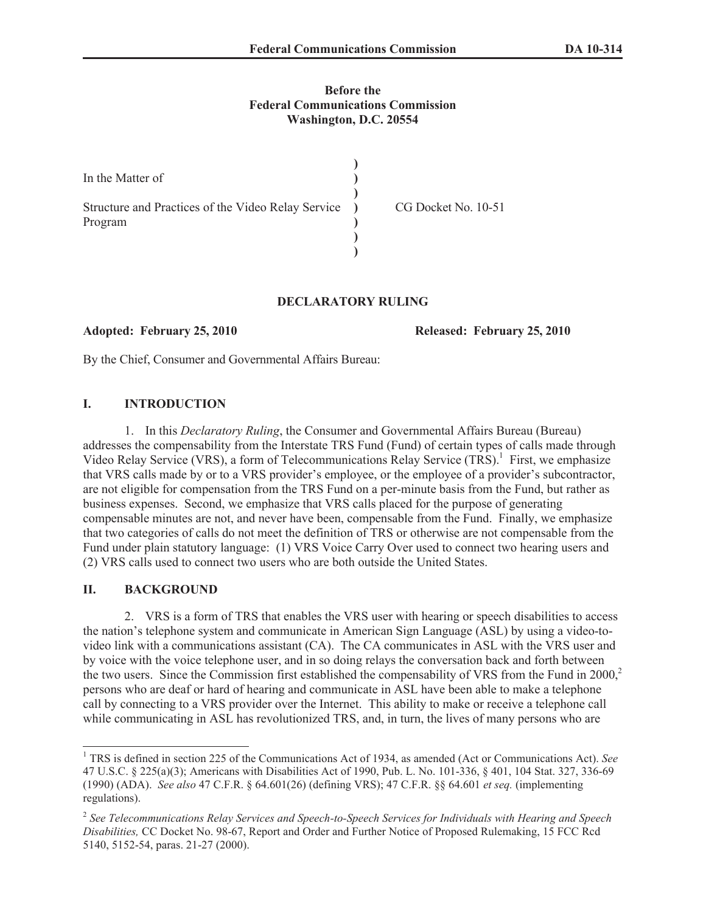**Before the**
**Federal Communications Commission**
**Washington, D.C. 20554**

| | | |
|---|---|---|
| In the Matter of | ) | |
| | ) | |
| Structure and Practices of the Video Relay Service Program | ) | CG Docket No. 10-51 |
| | ) | |

## DECLARATORY RULING

**Adopted: February 25, 2010** **Released: February 25, 2010**

By the Chief, Consumer and Governmental Affairs Bureau:

## I. INTRODUCTION

1. In this *Declaratory Ruling*, the Consumer and Governmental Affairs Bureau (Bureau) addresses the compensability from the Interstate TRS Fund (Fund) of certain types of calls made through Video Relay Service (VRS), a form of Telecommunications Relay Service (TRS).[1] First, we emphasize that VRS calls made by or to a VRS provider's employee, or the employee of a provider's subcontractor, are not eligible for compensation from the TRS Fund on a per-minute basis from the Fund, but rather as business expenses. Second, we emphasize that VRS calls placed for the purpose of generating compensable minutes are not, and never have been, compensable from the Fund. Finally, we emphasize that two categories of calls do not meet the definition of TRS or otherwise are not compensable from the Fund under plain statutory language: (1) VRS Voice Carry Over used to connect two hearing users and (2) VRS calls used to connect two users who are both outside the United States.

## II. BACKGROUND

2. VRS is a form of TRS that enables the VRS user with hearing or speech disabilities to access the nation's telephone system and communicate in American Sign Language (ASL) by using a video-to-video link with a communications assistant (CA). The CA communicates in ASL with the VRS user and by voice with the voice telephone user, and in so doing relays the conversation back and forth between the two users. Since the Commission first established the compensability of VRS from the Fund in 2000,[2] persons who are deaf or hard of hearing and communicate in ASL have been able to make a telephone call by connecting to a VRS provider over the Internet. This ability to make or receive a telephone call while communicating in ASL has revolutionized TRS, and, in turn, the lives of many persons who are

---

[1] TRS is defined in section 225 of the Communications Act of 1934, as amended (Act or Communications Act). *See* 47 U.S.C. § 225(a)(3); Americans with Disabilities Act of 1990, Pub. L. No. 101-336, § 401, 104 Stat. 327, 336-69 (1990) (ADA). *See also* 47 C.F.R. § 64.601(26) (defining VRS); 47 C.F.R. §§ 64.601 *et seq.* (implementing regulations).

[2] *See Telecommunications Relay Services and Speech-to-Speech Services for Individuals with Hearing and Speech Disabilities,* CC Docket No. 98-67, Report and Order and Further Notice of Proposed Rulemaking, 15 FCC Rcd 5140, 5152-54, paras. 21-27 (2000).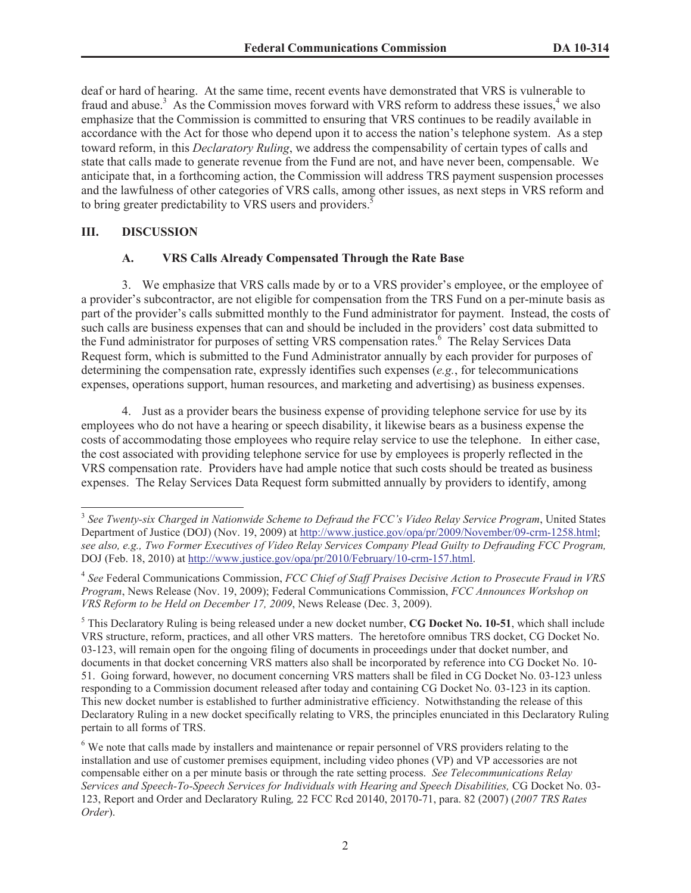deaf or hard of hearing. At the same time, recent events have demonstrated that VRS is vulnerable to fraud and abuse.[3] As the Commission moves forward with VRS reform to address these issues,[4] we also emphasize that the Commission is committed to ensuring that VRS continues to be readily available in accordance with the Act for those who depend upon it to access the nation's telephone system. As a step toward reform, in this *Declaratory Ruling*, we address the compensability of certain types of calls and state that calls made to generate revenue from the Fund are not, and have never been, compensable. We anticipate that, in a forthcoming action, the Commission will address TRS payment suspension processes and the lawfulness of other categories of VRS calls, among other issues, as next steps in VRS reform and to bring greater predictability to VRS users and providers.[5]

## III. DISCUSSION

### A. VRS Calls Already Compensated Through the Rate Base

3. We emphasize that VRS calls made by or to a VRS provider's employee, or the employee of a provider's subcontractor, are not eligible for compensation from the TRS Fund on a per-minute basis as part of the provider's calls submitted monthly to the Fund administrator for payment. Instead, the costs of such calls are business expenses that can and should be included in the providers' cost data submitted to the Fund administrator for purposes of setting VRS compensation rates.[6] The Relay Services Data Request form, which is submitted to the Fund Administrator annually by each provider for purposes of determining the compensation rate, expressly identifies such expenses (*e.g.*, for telecommunications expenses, operations support, human resources, and marketing and advertising) as business expenses.

4. Just as a provider bears the business expense of providing telephone service for use by its employees who do not have a hearing or speech disability, it likewise bears as a business expense the costs of accommodating those employees who require relay service to use the telephone. In either case, the cost associated with providing telephone service for use by employees is properly reflected in the VRS compensation rate. Providers have had ample notice that such costs should be treated as business expenses. The Relay Services Data Request form submitted annually by providers to identify, among

---

[3] *See Twenty-six Charged in Nationwide Scheme to Defraud the FCC's Video Relay Service Program*, United States Department of Justice (DOJ) (Nov. 19, 2009) at http://www.justice.gov/opa/pr/2009/November/09-crm-1258.html; *see also, e.g., Two Former Executives of Video Relay Services Company Plead Guilty to Defrauding FCC Program,* DOJ (Feb. 18, 2010) at http://www.justice.gov/opa/pr/2010/February/10-crm-157.html.

[4] *See* Federal Communications Commission, *FCC Chief of Staff Praises Decisive Action to Prosecute Fraud in VRS Program*, News Release (Nov. 19, 2009); Federal Communications Commission, *FCC Announces Workshop on VRS Reform to be Held on December 17, 2009*, News Release (Dec. 3, 2009).

[5] This Declaratory Ruling is being released under a new docket number, **CG Docket No. 10-51**, which shall include VRS structure, reform, practices, and all other VRS matters. The heretofore omnibus TRS docket, CG Docket No. 03-123, will remain open for the ongoing filing of documents in proceedings under that docket number, and documents in that docket concerning VRS matters also shall be incorporated by reference into CG Docket No. 10-51. Going forward, however, no document concerning VRS matters shall be filed in CG Docket No. 03-123 unless responding to a Commission document released after today and containing CG Docket No. 03-123 in its caption. This new docket number is established to further administrative efficiency. Notwithstanding the release of this Declaratory Ruling in a new docket specifically relating to VRS, the principles enunciated in this Declaratory Ruling pertain to all forms of TRS.

[6] We note that calls made by installers and maintenance or repair personnel of VRS providers relating to the installation and use of customer premises equipment, including video phones (VP) and VP accessories are not compensable either on a per minute basis or through the rate setting process. *See Telecommunications Relay Services and Speech-To-Speech Services for Individuals with Hearing and Speech Disabilities,* CG Docket No. 03-123, Report and Order and Declaratory Ruling*,* 22 FCC Rcd 20140, 20170-71, para. 82 (2007) (*2007 TRS Rates Order*).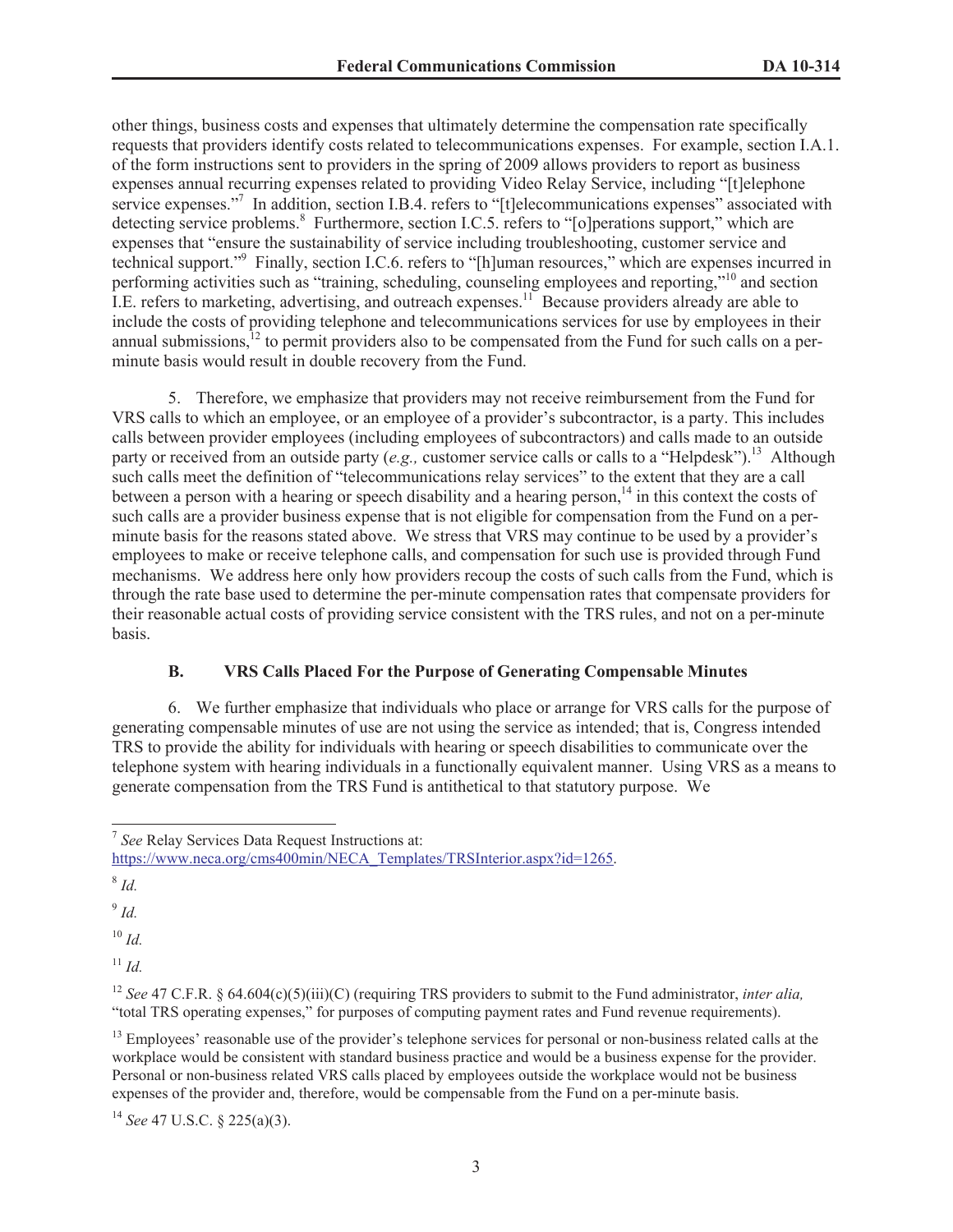other things, business costs and expenses that ultimately determine the compensation rate specifically requests that providers identify costs related to telecommunications expenses. For example, section I.A.1. of the form instructions sent to providers in the spring of 2009 allows providers to report as business expenses annual recurring expenses related to providing Video Relay Service, including "[t]elephone service expenses."[7] In addition, section I.B.4. refers to "[t]elecommunications expenses" associated with detecting service problems.[8] Furthermore, section I.C.5. refers to "[o]perations support," which are expenses that "ensure the sustainability of service including troubleshooting, customer service and technical support."[9] Finally, section I.C.6. refers to "[h]uman resources," which are expenses incurred in performing activities such as "training, scheduling, counseling employees and reporting,"[10] and section I.E. refers to marketing, advertising, and outreach expenses.[11] Because providers already are able to include the costs of providing telephone and telecommunications services for use by employees in their annual submissions,[12] to permit providers also to be compensated from the Fund for such calls on a per-minute basis would result in double recovery from the Fund.

5. Therefore, we emphasize that providers may not receive reimbursement from the Fund for VRS calls to which an employee, or an employee of a provider's subcontractor, is a party. This includes calls between provider employees (including employees of subcontractors) and calls made to an outside party or received from an outside party (*e.g.,* customer service calls or calls to a "Helpdesk").[13] Although such calls meet the definition of "telecommunications relay services" to the extent that they are a call between a person with a hearing or speech disability and a hearing person,[14] in this context the costs of such calls are a provider business expense that is not eligible for compensation from the Fund on a per-minute basis for the reasons stated above. We stress that VRS may continue to be used by a provider's employees to make or receive telephone calls, and compensation for such use is provided through Fund mechanisms. We address here only how providers recoup the costs of such calls from the Fund, which is through the rate base used to determine the per-minute compensation rates that compensate providers for their reasonable actual costs of providing service consistent with the TRS rules, and not on a per-minute basis.

### B. VRS Calls Placed For the Purpose of Generating Compensable Minutes

6. We further emphasize that individuals who place or arrange for VRS calls for the purpose of generating compensable minutes of use are not using the service as intended; that is, Congress intended TRS to provide the ability for individuals with hearing or speech disabilities to communicate over the telephone system with hearing individuals in a functionally equivalent manner. Using VRS as a means to generate compensation from the TRS Fund is antithetical to that statutory purpose. We

---

[7] *See* Relay Services Data Request Instructions at: https://www.neca.org/cms400min/NECA_Templates/TRSInterior.aspx?id=1265.

[8] *Id.*

[9] *Id.*

[10] *Id.*

[11] *Id.*

[12] *See* 47 C.F.R. § 64.604(c)(5)(iii)(C) (requiring TRS providers to submit to the Fund administrator, *inter alia,* "total TRS operating expenses," for purposes of computing payment rates and Fund revenue requirements).

[13] Employees' reasonable use of the provider's telephone services for personal or non-business related calls at the workplace would be consistent with standard business practice and would be a business expense for the provider. Personal or non-business related VRS calls placed by employees outside the workplace would not be business expenses of the provider and, therefore, would be compensable from the Fund on a per-minute basis.

[14] *See* 47 U.S.C. § 225(a)(3).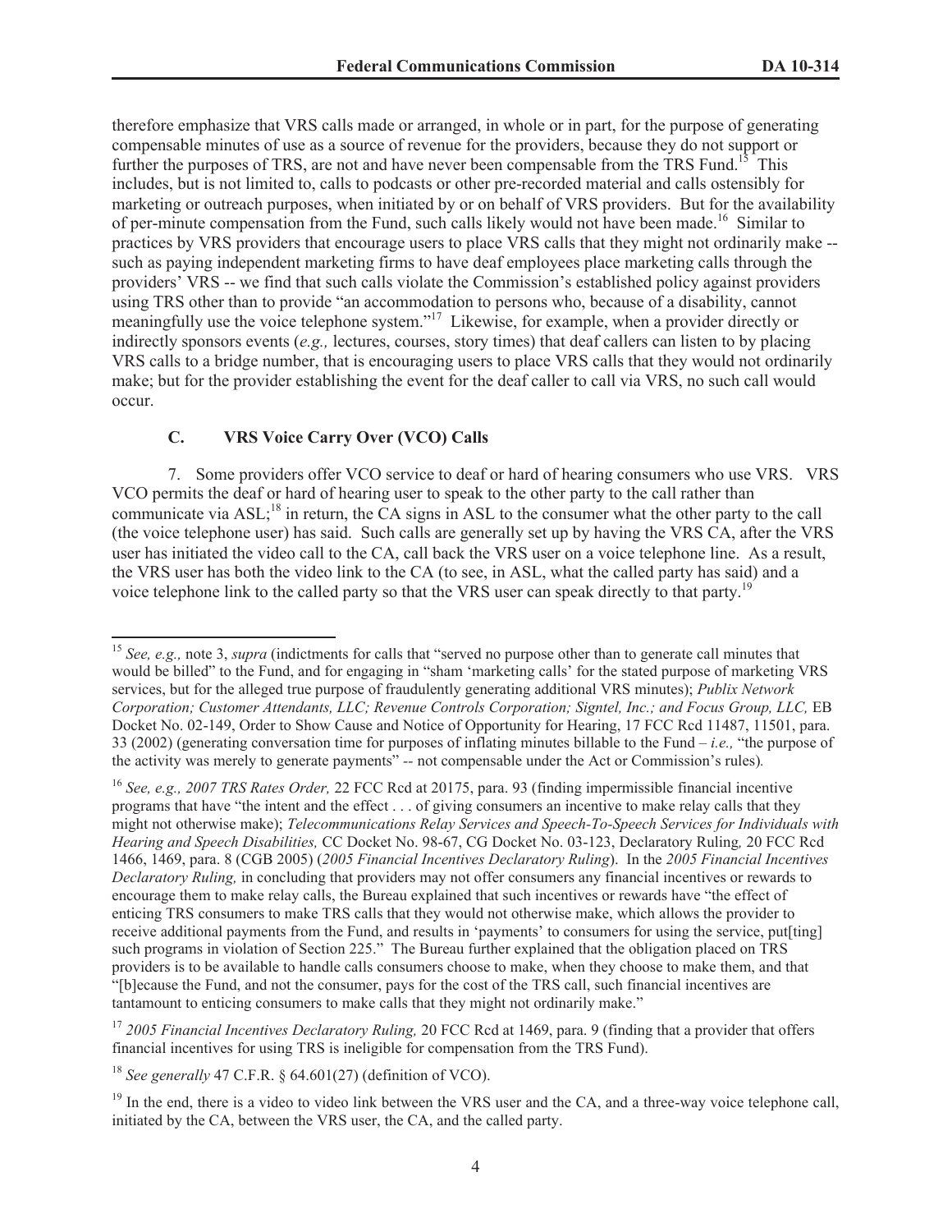therefore emphasize that VRS calls made or arranged, in whole or in part, for the purpose of generating compensable minutes of use as a source of revenue for the providers, because they do not support or further the purposes of TRS, are not and have never been compensable from the TRS Fund.[15] This includes, but is not limited to, calls to podcasts or other pre-recorded material and calls ostensibly for marketing or outreach purposes, when initiated by or on behalf of VRS providers. But for the availability of per-minute compensation from the Fund, such calls likely would not have been made.[16] Similar to practices by VRS providers that encourage users to place VRS calls that they might not ordinarily make -- such as paying independent marketing firms to have deaf employees place marketing calls through the providers' VRS -- we find that such calls violate the Commission's established policy against providers using TRS other than to provide "an accommodation to persons who, because of a disability, cannot meaningfully use the voice telephone system."[17] Likewise, for example, when a provider directly or indirectly sponsors events (*e.g.,* lectures, courses, story times) that deaf callers can listen to by placing VRS calls to a bridge number, that is encouraging users to place VRS calls that they would not ordinarily make; but for the provider establishing the event for the deaf caller to call via VRS, no such call would occur.

### C. VRS Voice Carry Over (VCO) Calls

7. Some providers offer VCO service to deaf or hard of hearing consumers who use VRS. VRS VCO permits the deaf or hard of hearing user to speak to the other party to the call rather than communicate via ASL;[18] in return, the CA signs in ASL to the consumer what the other party to the call (the voice telephone user) has said. Such calls are generally set up by having the VRS CA, after the VRS user has initiated the video call to the CA, call back the VRS user on a voice telephone line. As a result, the VRS user has both the video link to the CA (to see, in ASL, what the called party has said) and a voice telephone link to the called party so that the VRS user can speak directly to that party.[19]

---

[15] *See, e.g.,* note 3, *supra* (indictments for calls that "served no purpose other than to generate call minutes that would be billed" to the Fund, and for engaging in "sham 'marketing calls' for the stated purpose of marketing VRS services, but for the alleged true purpose of fraudulently generating additional VRS minutes); *Publix Network Corporation; Customer Attendants, LLC; Revenue Controls Corporation; Signtel, Inc.; and Focus Group, LLC,* EB Docket No. 02-149, Order to Show Cause and Notice of Opportunity for Hearing, 17 FCC Rcd 11487, 11501, para. 33 (2002) (generating conversation time for purposes of inflating minutes billable to the Fund – *i.e.,* "the purpose of the activity was merely to generate payments" -- not compensable under the Act or Commission's rules).

[16] *See, e.g., 2007 TRS Rates Order,* 22 FCC Rcd at 20175, para. 93 (finding impermissible financial incentive programs that have "the intent and the effect . . . of giving consumers an incentive to make relay calls that they might not otherwise make); *Telecommunications Relay Services and Speech-To-Speech Services for Individuals with Hearing and Speech Disabilities,* CC Docket No. 98-67, CG Docket No. 03-123, Declaratory Ruling*,* 20 FCC Rcd 1466, 1469, para. 8 (CGB 2005) (*2005 Financial Incentives Declaratory Ruling*). In the *2005 Financial Incentives Declaratory Ruling,* in concluding that providers may not offer consumers any financial incentives or rewards to encourage them to make relay calls, the Bureau explained that such incentives or rewards have "the effect of enticing TRS consumers to make TRS calls that they would not otherwise make, which allows the provider to receive additional payments from the Fund, and results in 'payments' to consumers for using the service, put[ting] such programs in violation of Section 225." The Bureau further explained that the obligation placed on TRS providers is to be available to handle calls consumers choose to make, when they choose to make them, and that "[b]ecause the Fund, and not the consumer, pays for the cost of the TRS call, such financial incentives are tantamount to enticing consumers to make calls that they might not ordinarily make."

[17] *2005 Financial Incentives Declaratory Ruling,* 20 FCC Rcd at 1469, para. 9 (finding that a provider that offers financial incentives for using TRS is ineligible for compensation from the TRS Fund).

[18] *See generally* 47 C.F.R. § 64.601(27) (definition of VCO).

[19] In the end, there is a video to video link between the VRS user and the CA, and a three-way voice telephone call, initiated by the CA, between the VRS user, the CA, and the called party.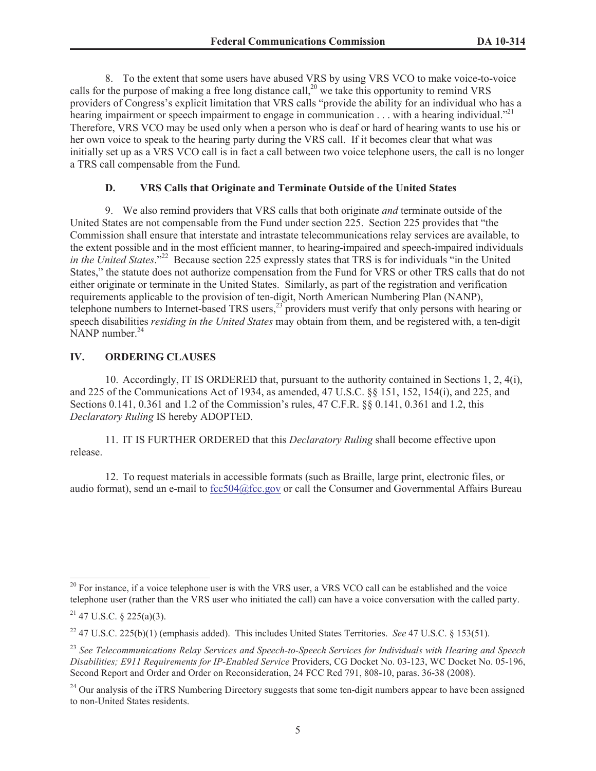8. To the extent that some users have abused VRS by using VRS VCO to make voice-to-voice calls for the purpose of making a free long distance call,[20] we take this opportunity to remind VRS providers of Congress's explicit limitation that VRS calls "provide the ability for an individual who has a hearing impairment or speech impairment to engage in communication . . . with a hearing individual."[21] Therefore, VRS VCO may be used only when a person who is deaf or hard of hearing wants to use his or her own voice to speak to the hearing party during the VRS call. If it becomes clear that what was initially set up as a VRS VCO call is in fact a call between two voice telephone users, the call is no longer a TRS call compensable from the Fund.

### D. VRS Calls that Originate and Terminate Outside of the United States

9. We also remind providers that VRS calls that both originate *and* terminate outside of the United States are not compensable from the Fund under section 225. Section 225 provides that "the Commission shall ensure that interstate and intrastate telecommunications relay services are available, to the extent possible and in the most efficient manner, to hearing-impaired and speech-impaired individuals *in the United States*."[22] Because section 225 expressly states that TRS is for individuals "in the United States," the statute does not authorize compensation from the Fund for VRS or other TRS calls that do not either originate or terminate in the United States. Similarly, as part of the registration and verification requirements applicable to the provision of ten-digit, North American Numbering Plan (NANP), telephone numbers to Internet-based TRS users,[23] providers must verify that only persons with hearing or speech disabilities *residing in the United States* may obtain from them, and be registered with, a ten-digit NANP number.[24]

## IV. ORDERING CLAUSES

10. Accordingly, IT IS ORDERED that, pursuant to the authority contained in Sections 1, 2, 4(i), and 225 of the Communications Act of 1934, as amended, 47 U.S.C. §§ 151, 152, 154(i), and 225, and Sections 0.141, 0.361 and 1.2 of the Commission's rules, 47 C.F.R. §§ 0.141, 0.361 and 1.2, this *Declaratory Ruling* IS hereby ADOPTED.

11. IT IS FURTHER ORDERED that this *Declaratory Ruling* shall become effective upon release.

12. To request materials in accessible formats (such as Braille, large print, electronic files, or audio format), send an e-mail to fcc504@fcc.gov or call the Consumer and Governmental Affairs Bureau

---

[20] For instance, if a voice telephone user is with the VRS user, a VRS VCO call can be established and the voice telephone user (rather than the VRS user who initiated the call) can have a voice conversation with the called party.

[21] 47 U.S.C. § 225(a)(3).

[22] 47 U.S.C. 225(b)(1) (emphasis added). This includes United States Territories. *See* 47 U.S.C. § 153(51).

[23] *See Telecommunications Relay Services and Speech-to-Speech Services for Individuals with Hearing and Speech Disabilities; E911 Requirements for IP-Enabled Service* Providers, CG Docket No. 03-123, WC Docket No. 05-196, Second Report and Order and Order on Reconsideration, 24 FCC Rcd 791, 808-10, paras. 36-38 (2008).

[24] Our analysis of the iTRS Numbering Directory suggests that some ten-digit numbers appear to have been assigned to non-United States residents.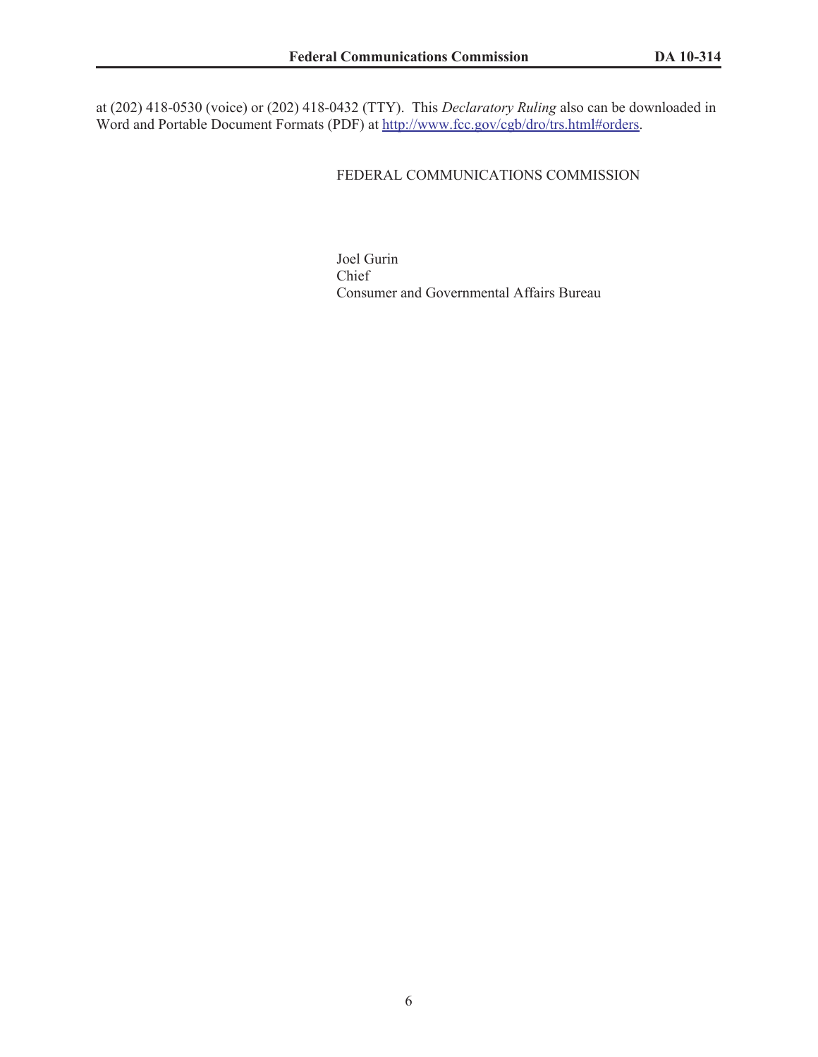at (202) 418-0530 (voice) or (202) 418-0432 (TTY). This *Declaratory Ruling* also can be downloaded in Word and Portable Document Formats (PDF) at http://www.fcc.gov/cgb/dro/trs.html#orders.

FEDERAL COMMUNICATIONS COMMISSION

Joel Gurin
Chief
Consumer and Governmental Affairs Bureau